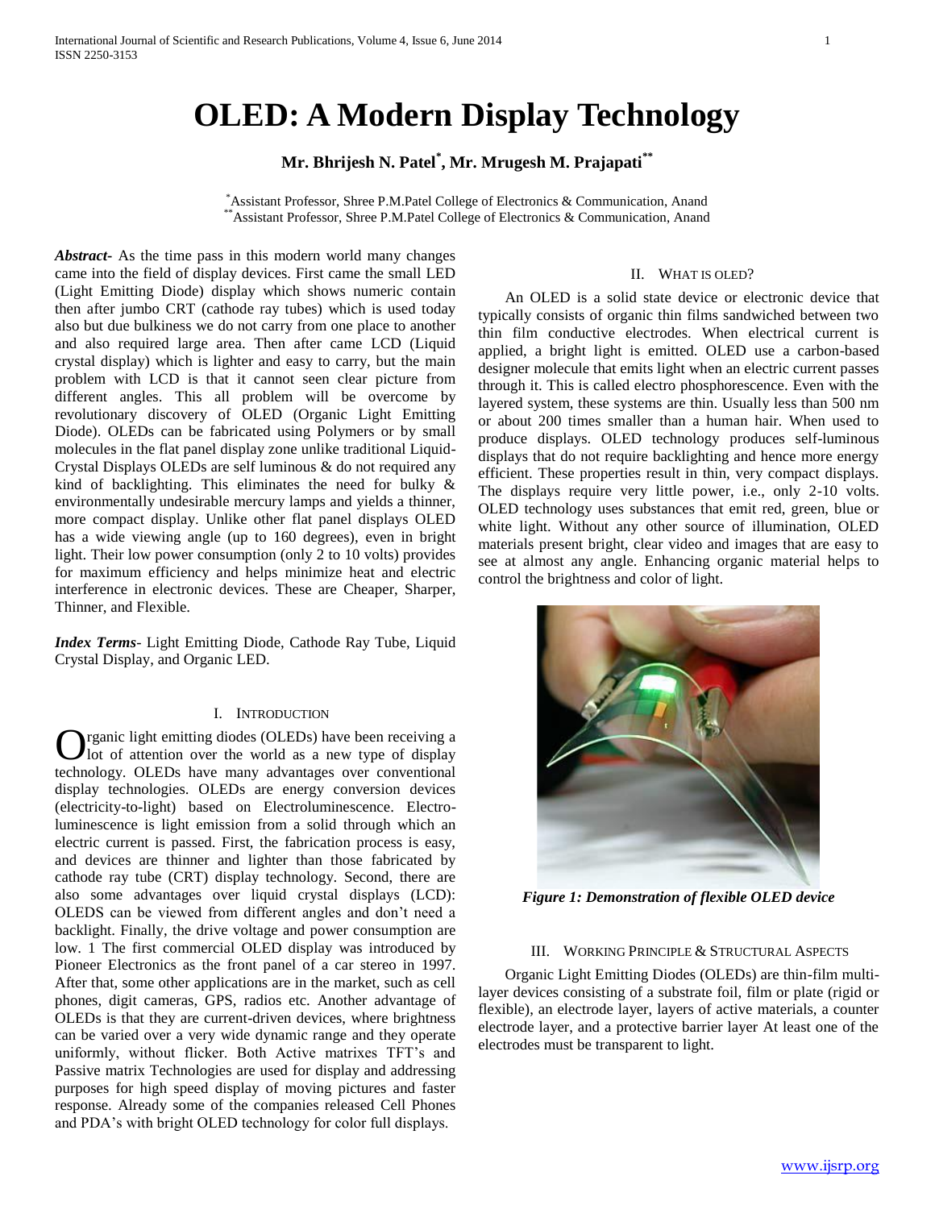# OLED: A Modern Display Technology

**Mr. Bhrijesh N. Patel[*], Mr. Mrugesh M. Prajapati[**]**

[*]Assistant Professor, Shree P.M.Patel College of Electronics & Communication, Anand
[**]Assistant Professor, Shree P.M.Patel College of Electronics & Communication, Anand

***Abstract-*** As the time pass in this modern world many changes came into the field of display devices. First came the small LED (Light Emitting Diode) display which shows numeric contain then after jumbo CRT (cathode ray tubes) which is used today also but due bulkiness we do not carry from one place to another and also required large area. Then after came LCD (Liquid crystal display) which is lighter and easy to carry, but the main problem with LCD is that it cannot seen clear picture from different angles. This all problem will be overcome by revolutionary discovery of OLED (Organic Light Emitting Diode). OLEDs can be fabricated using Polymers or by small molecules in the flat panel display zone unlike traditional Liquid-Crystal Displays OLEDs are self luminous & do not required any kind of backlighting. This eliminates the need for bulky & environmentally undesirable mercury lamps and yields a thinner, more compact display. Unlike other flat panel displays OLED has a wide viewing angle (up to 160 degrees), even in bright light. Their low power consumption (only 2 to 10 volts) provides for maximum efficiency and helps minimize heat and electric interference in electronic devices. These are Cheaper, Sharper, Thinner, and Flexible.

***Index Terms-*** Light Emitting Diode, Cathode Ray Tube, Liquid Crystal Display, and Organic LED.

## I. Introduction

Organic light emitting diodes (OLEDs) have been receiving a lot of attention over the world as a new type of display technology. OLEDs have many advantages over conventional display technologies. OLEDs are energy conversion devices (electricity-to-light) based on Electroluminescence. Electro-luminescence is light emission from a solid through which an electric current is passed. First, the fabrication process is easy, and devices are thinner and lighter than those fabricated by cathode ray tube (CRT) display technology. Second, there are also some advantages over liquid crystal displays (LCD): OLEDS can be viewed from different angles and don't need a backlight. Finally, the drive voltage and power consumption are low. 1 The first commercial OLED display was introduced by Pioneer Electronics as the front panel of a car stereo in 1997. After that, some other applications are in the market, such as cell phones, digit cameras, GPS, radios etc. Another advantage of OLEDs is that they are current-driven devices, where brightness can be varied over a very wide dynamic range and they operate uniformly, without flicker. Both Active matrixes TFT's and Passive matrix Technologies are used for display and addressing purposes for high speed display of moving pictures and faster response. Already some of the companies released Cell Phones and PDA's with bright OLED technology for color full displays.

## II. What is OLED?

An OLED is a solid state device or electronic device that typically consists of organic thin films sandwiched between two thin film conductive electrodes. When electrical current is applied, a bright light is emitted. OLED use a carbon-based designer molecule that emits light when an electric current passes through it. This is called electro phosphorescence. Even with the layered system, these systems are thin. Usually less than 500 nm or about 200 times smaller than a human hair. When used to produce displays. OLED technology produces self-luminous displays that do not require backlighting and hence more energy efficient. These properties result in thin, very compact displays. The displays require very little power, i.e., only 2-10 volts. OLED technology uses substances that emit red, green, blue or white light. Without any other source of illumination, OLED materials present bright, clear video and images that are easy to see at almost any angle. Enhancing organic material helps to control the brightness and color of light.

*Figure 1: Demonstration of flexible OLED device*

## III. Working Principle & Structural Aspects

Organic Light Emitting Diodes (OLEDs) are thin-film multi-layer devices consisting of a substrate foil, film or plate (rigid or flexible), an electrode layer, layers of active materials, a counter electrode layer, and a protective barrier layer At least one of the electrodes must be transparent to light.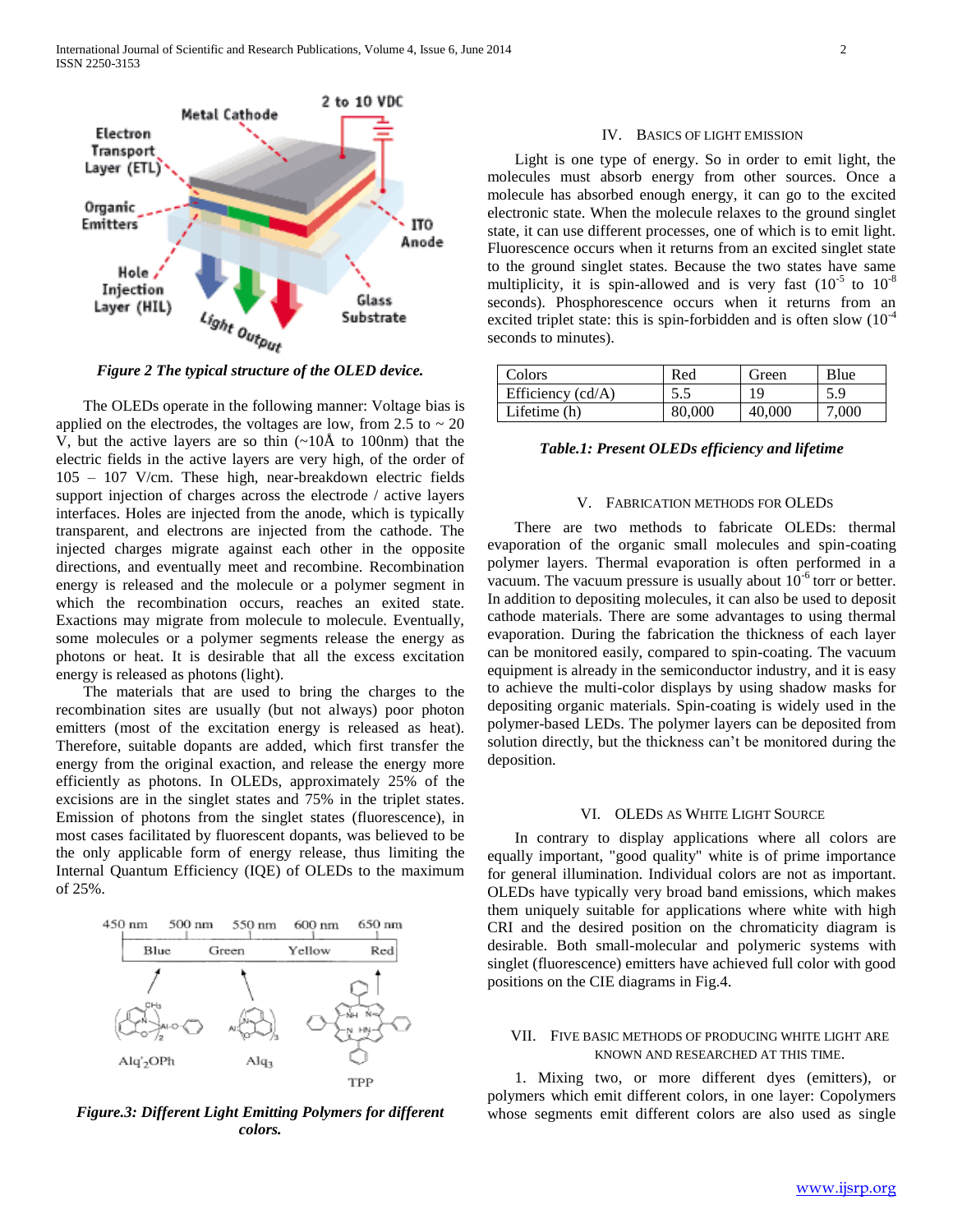*Figure 2 The typical structure of the OLED device.*

The OLEDs operate in the following manner: Voltage bias is applied on the electrodes, the voltages are low, from 2.5 to ~ 20 V, but the active layers are so thin (~10Å to 100nm) that the electric fields in the active layers are very high, of the order of 105 – 107 V/cm. These high, near-breakdown electric fields support injection of charges across the electrode / active layers interfaces. Holes are injected from the anode, which is typically transparent, and electrons are injected from the cathode. The injected charges migrate against each other in the opposite directions, and eventually meet and recombine. Recombination energy is released and the molecule or a polymer segment in which the recombination occurs, reaches an exited state. Exactions may migrate from molecule to molecule. Eventually, some molecules or a polymer segments release the energy as photons or heat. It is desirable that all the excess excitation energy is released as photons (light).

The materials that are used to bring the charges to the recombination sites are usually (but not always) poor photon emitters (most of the excitation energy is released as heat). Therefore, suitable dopants are added, which first transfer the energy from the original exaction, and release the energy more efficiently as photons. In OLEDs, approximately 25% of the excisions are in the singlet states and 75% in the triplet states. Emission of photons from the singlet states (fluorescence), in most cases facilitated by fluorescent dopants, was believed to be the only applicable form of energy release, thus limiting the Internal Quantum Efficiency (IQE) of OLEDs to the maximum of 25%.

*Figure.3: Different Light Emitting Polymers for different colors.*

## IV. Basics of Light Emission

Light is one type of energy. So in order to emit light, the molecules must absorb energy from other sources. Once a molecule has absorbed enough energy, it can go to the excited electronic state. When the molecule relaxes to the ground singlet state, it can use different processes, one of which is to emit light. Fluorescence occurs when it returns from an excited singlet state to the ground singlet states. Because the two states have same multiplicity, it is spin-allowed and is very fast ($10^{-5}$ to $10^{-8}$ seconds). Phosphorescence occurs when it returns from an excited triplet state: this is spin-forbidden and is often slow ($10^{-4}$ seconds to minutes).

| Colors | Red | Green | Blue |
|---|---|---|---|
| Efficiency (cd/A) | 5.5 | 19 | 5.9 |
| Lifetime (h) | 80,000 | 40,000 | 7,000 |

*Table.1: Present OLEDs efficiency and lifetime*

## V. Fabrication Methods for OLEDs

There are two methods to fabricate OLEDs: thermal evaporation of the organic small molecules and spin-coating polymer layers. Thermal evaporation is often performed in a vacuum. The vacuum pressure is usually about $10^{-6}$ torr or better. In addition to depositing molecules, it can also be used to deposit cathode materials. There are some advantages to using thermal evaporation. During the fabrication the thickness of each layer can be monitored easily, compared to spin-coating. The vacuum equipment is already in the semiconductor industry, and it is easy to achieve the multi-color displays by using shadow masks for depositing organic materials. Spin-coating is widely used in the polymer-based LEDs. The polymer layers can be deposited from solution directly, but the thickness can't be monitored during the deposition.

## VI. OLEDs as White Light Source

In contrary to display applications where all colors are equally important, "good quality" white is of prime importance for general illumination. Individual colors are not as important. OLEDs have typically very broad band emissions, which makes them uniquely suitable for applications where white with high CRI and the desired position on the chromaticity diagram is desirable. Both small-molecular and polymeric systems with singlet (fluorescence) emitters have achieved full color with good positions on the CIE diagrams in Fig.4.

## VII. Five Basic Methods of Producing White Light Are Known and Researched at This Time.

1. Mixing two, or more different dyes (emitters), or polymers which emit different colors, in one layer: Copolymers whose segments emit different colors are also used as single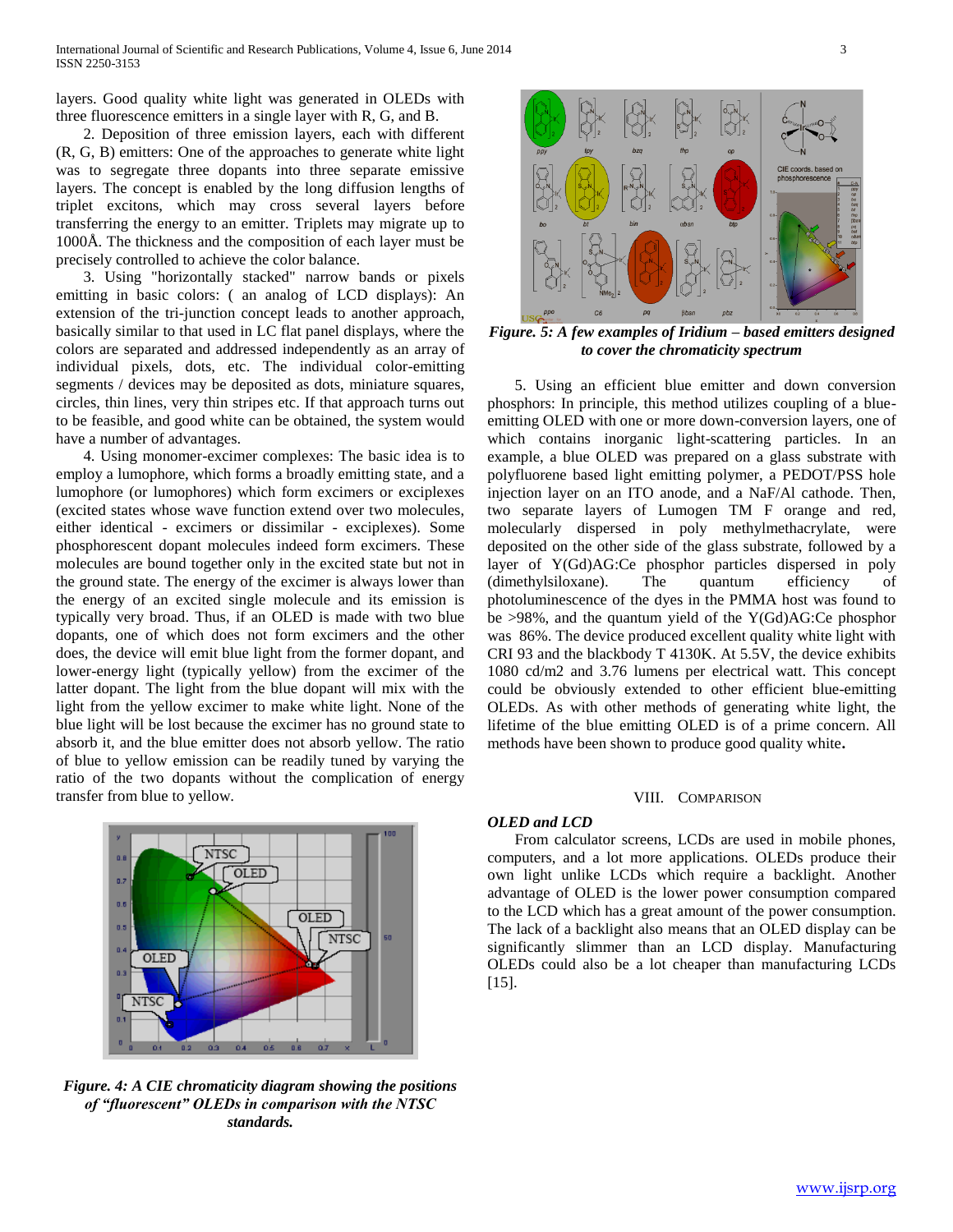layers. Good quality white light was generated in OLEDs with three fluorescence emitters in a single layer with R, G, and B.

2. Deposition of three emission layers, each with different (R, G, B) emitters: One of the approaches to generate white light was to segregate three dopants into three separate emissive layers. The concept is enabled by the long diffusion lengths of triplet excitons, which may cross several layers before transferring the energy to an emitter. Triplets may migrate up to 1000Å. The thickness and the composition of each layer must be precisely controlled to achieve the color balance.

3. Using "horizontally stacked" narrow bands or pixels emitting in basic colors: ( an analog of LCD displays): An extension of the tri-junction concept leads to another approach, basically similar to that used in LC flat panel displays, where the colors are separated and addressed independently as an array of individual pixels, dots, etc. The individual color-emitting segments / devices may be deposited as dots, miniature squares, circles, thin lines, very thin stripes etc. If that approach turns out to be feasible, and good white can be obtained, the system would have a number of advantages.

4. Using monomer-excimer complexes: The basic idea is to employ a lumophore, which forms a broadly emitting state, and a lumophore (or lumophores) which form excimers or exciplexes (excited states whose wave function extend over two molecules, either identical - excimers or dissimilar - exciplexes). Some phosphorescent dopant molecules indeed form excimers. These molecules are bound together only in the excited state but not in the ground state. The energy of the excimer is always lower than the energy of an excited single molecule and its emission is typically very broad. Thus, if an OLED is made with two blue dopants, one of which does not form excimers and the other does, the device will emit blue light from the former dopant, and lower-energy light (typically yellow) from the excimer of the latter dopant. The light from the blue dopant will mix with the light from the yellow excimer to make white light. None of the blue light will be lost because the excimer has no ground state to absorb it, and the blue emitter does not absorb yellow. The ratio of blue to yellow emission can be readily tuned by varying the ratio of the two dopants without the complication of energy transfer from blue to yellow.

*Figure. 4: A CIE chromaticity diagram showing the positions of "fluorescent" OLEDs in comparison with the NTSC standards.*

*Figure. 5: A few examples of Iridium – based emitters designed to cover the chromaticity spectrum*

5. Using an efficient blue emitter and down conversion phosphors: In principle, this method utilizes coupling of a blue-emitting OLED with one or more down-conversion layers, one of which contains inorganic light-scattering particles. In an example, a blue OLED was prepared on a glass substrate with polyfluorene based light emitting polymer, a PEDOT/PSS hole injection layer on an ITO anode, and a NaF/Al cathode. Then, two separate layers of Lumogen TM F orange and red, molecularly dispersed in poly methylmethacrylate, were deposited on the other side of the glass substrate, followed by a layer of Y(Gd)AG:Ce phosphor particles dispersed in poly (dimethylsiloxane). The quantum efficiency of photoluminescence of the dyes in the PMMA host was found to be >98%, and the quantum yield of the Y(Gd)AG:Ce phosphor was 86%. The device produced excellent quality white light with CRI 93 and the blackbody T 4130K. At 5.5V, the device exhibits 1080 cd/m2 and 3.76 lumens per electrical watt. This concept could be obviously extended to other efficient blue-emitting OLEDs. As with other methods of generating white light, the lifetime of the blue emitting OLED is of a prime concern. All methods have been shown to produce good quality white.

## VIII. Comparison

### OLED and LCD

From calculator screens, LCDs are used in mobile phones, computers, and a lot more applications. OLEDs produce their own light unlike LCDs which require a backlight. Another advantage of OLED is the lower power consumption compared to the LCD which has a great amount of the power consumption. The lack of a backlight also means that an OLED display can be significantly slimmer than an LCD display. Manufacturing OLEDs could also be a lot cheaper than manufacturing LCDs [15].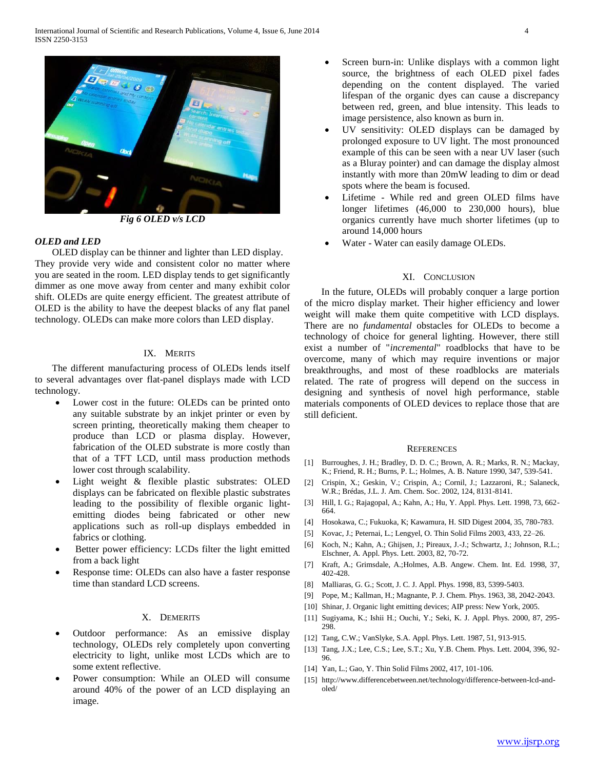*Fig 6 OLED v/s LCD*

### *OLED and LED*

OLED display can be thinner and lighter than LED display. They provide very wide and consistent color no matter where you are seated in the room. LED display tends to get significantly dimmer as one move away from center and many exhibit color shift. OLEDs are quite energy efficient. The greatest attribute of OLED is the ability to have the deepest blacks of any flat panel technology. OLEDs can make more colors than LED display.

## IX. Merits

The different manufacturing process of OLEDs lends itself to several advantages over flat-panel displays made with LCD technology.

- Lower cost in the future: OLEDs can be printed onto any suitable substrate by an inkjet printer or even by screen printing, theoretically making them cheaper to produce than LCD or plasma display. However, fabrication of the OLED substrate is more costly than that of a TFT LCD, until mass production methods lower cost through scalability.
- Light weight & flexible plastic substrates: OLED displays can be fabricated on flexible plastic substrates leading to the possibility of flexible organic light-emitting diodes being fabricated or other new applications such as roll-up displays embedded in fabrics or clothing.
- Better power efficiency: LCDs filter the light emitted from a back light
- Response time: OLEDs can also have a faster response time than standard LCD screens.

## X. Demerits

- Outdoor performance: As an emissive display technology, OLEDs rely completely upon converting electricity to light, unlike most LCDs which are to some extent reflective.
- Power consumption: While an OLED will consume around 40% of the power of an LCD displaying an image.
- Screen burn-in: Unlike displays with a common light source, the brightness of each OLED pixel fades depending on the content displayed. The varied lifespan of the organic dyes can cause a discrepancy between red, green, and blue intensity. This leads to image persistence, also known as burn in.
- UV sensitivity: OLED displays can be damaged by prolonged exposure to UV light. The most pronounced example of this can be seen with a near UV laser (such as a Bluray pointer) and can damage the display almost instantly with more than 20mW leading to dim or dead spots where the beam is focused.
- Lifetime - While red and green OLED films have longer lifetimes (46,000 to 230,000 hours), blue organics currently have much shorter lifetimes (up to around 14,000 hours
- Water - Water can easily damage OLEDs.

## XI. Conclusion

In the future, OLEDs will probably conquer a large portion of the micro display market. Their higher efficiency and lower weight will make them quite competitive with LCD displays. There are no *fundamental* obstacles for OLEDs to become a technology of choice for general lighting. However, there still exist a number of "*incremental*" roadblocks that have to be overcome, many of which may require inventions or major breakthroughs, and most of these roadblocks are materials related. The rate of progress will depend on the success in designing and synthesis of novel high performance, stable materials components of OLED devices to replace those that are still deficient.

## References

[1] Burroughes, J. H.; Bradley, D. D. C.; Brown, A. R.; Marks, R. N.; Mackay, K.; Friend, R. H.; Burns, P. L.; Holmes, A. B. Nature 1990, 347, 539-541.

[2] Crispin, X.; Geskin, V.; Crispin, A.; Cornil, J.; Lazzaroni, R.; Salaneck, W.R.; Brédas, J.L. J. Am. Chem. Soc. 2002, 124, 8131-8141.

[3] Hill, I. G.; Rajagopal, A.; Kahn, A.; Hu, Y. Appl. Phys. Lett. 1998, 73, 662-664.

[4] Hosokawa, C.; Fukuoka, K; Kawamura, H. SID Digest 2004, 35, 780-783.

[5] Kovac, J.; Peternai, L.; Lengyel, O. Thin Solid Films 2003, 433, 22–26.

[6] Koch, N.; Kahn, A.; Ghijsen, J.; Pireaux, J.-J.; Schwartz, J.; Johnson, R.L.; Elschner, A. Appl. Phys. Lett. 2003, 82, 70-72.

[7] Kraft, A.; Grimsdale, A.;Holmes, A.B. Angew. Chem. Int. Ed. 1998, 37, 402-428.

[8] Malliaras, G. G.; Scott, J. C. J. Appl. Phys. 1998, 83, 5399-5403.

[9] Pope, M.; Kallman, H.; Magnante, P. J. Chem. Phys. 1963, 38, 2042-2043.

[10] Shinar, J. Organic light emitting devices; AIP press: New York, 2005.

[11] Sugiyama, K.; Ishii H.; Ouchi, Y.; Seki, K. J. Appl. Phys. 2000, 87, 295-298.

[12] Tang, C.W.; VanSlyke, S.A. Appl. Phys. Lett. 1987, 51, 913-915.

[13] Tang, J.X.; Lee, C.S.; Lee, S.T.; Xu, Y.B. Chem. Phys. Lett. 2004, 396, 92-96.

[14] Yan, L.; Gao, Y. Thin Solid Films 2002, 417, 101-106.

[15] http://www.differencebetween.net/technology/difference-between-lcd-and-oled/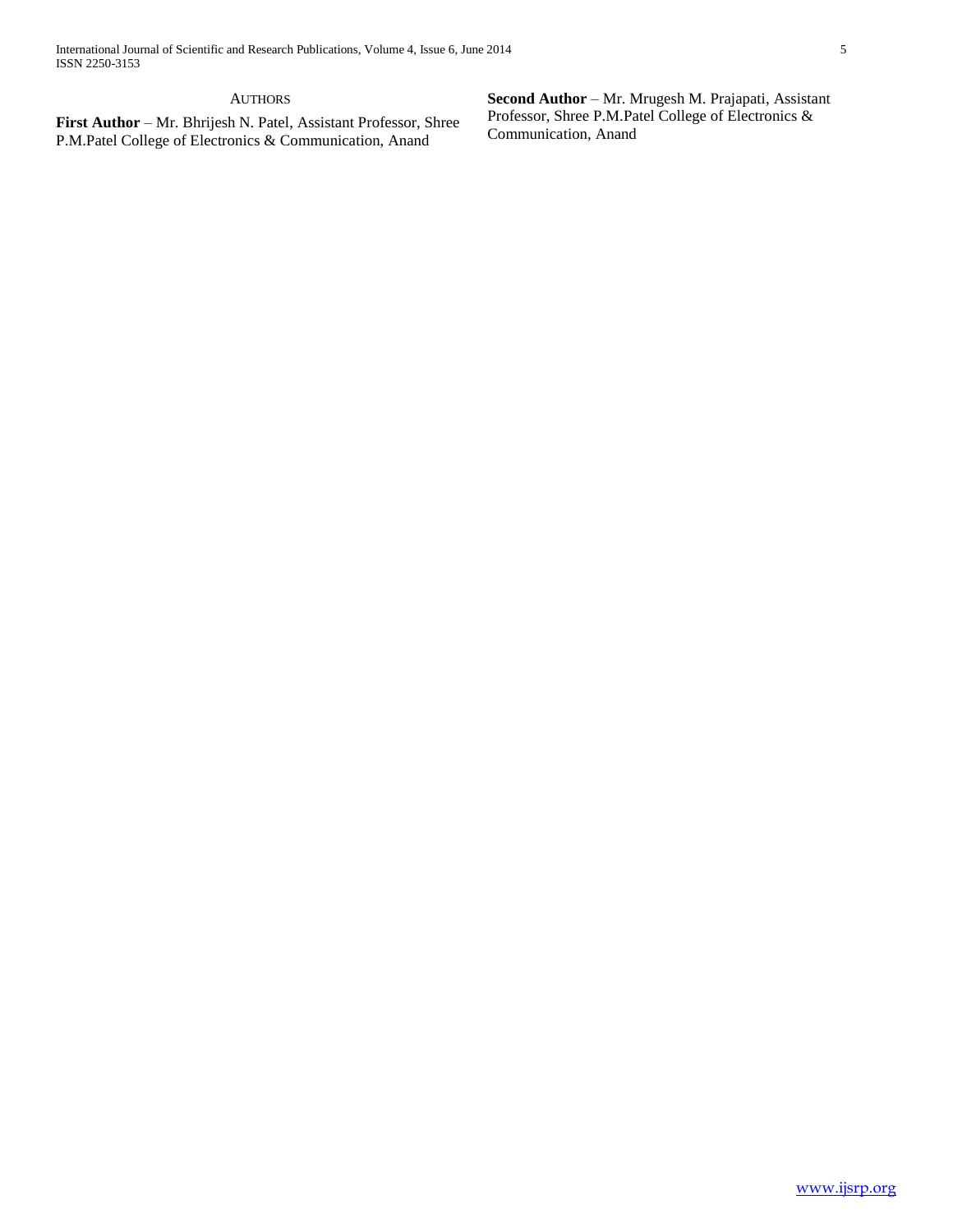## AUTHORS

**First Author** – Mr. Bhrijesh N. Patel, Assistant Professor, Shree P.M.Patel College of Electronics & Communication, Anand

**Second Author** – Mr. Mrugesh M. Prajapati, Assistant Professor, Shree P.M.Patel College of Electronics & Communication, Anand